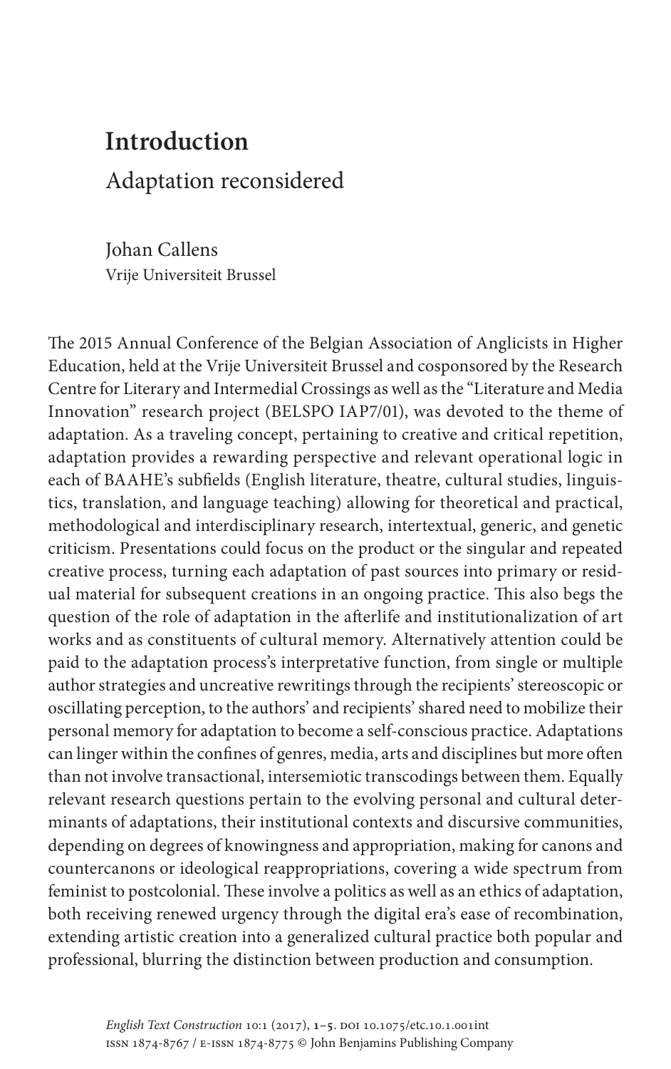# Introduction

## Adaptation reconsidered

Johan Callens
Vrije Universiteit Brussel

The 2015 Annual Conference of the Belgian Association of Anglicists in Higher Education, held at the Vrije Universiteit Brussel and cosponsored by the Research Centre for Literary and Intermedial Crossings as well as the "Literature and Media Innovation" research project (BELSPO IAP7/01), was devoted to the theme of adaptation. As a traveling concept, pertaining to creative and critical repetition, adaptation provides a rewarding perspective and relevant operational logic in each of BAAHE's subfields (English literature, theatre, cultural studies, linguistics, translation, and language teaching) allowing for theoretical and practical, methodological and interdisciplinary research, intertextual, generic, and genetic criticism. Presentations could focus on the product or the singular and repeated creative process, turning each adaptation of past sources into primary or residual material for subsequent creations in an ongoing practice. This also begs the question of the role of adaptation in the afterlife and institutionalization of art works and as constituents of cultural memory. Alternatively attention could be paid to the adaptation process's interpretative function, from single or multiple author strategies and uncreative rewritings through the recipients' stereoscopic or oscillating perception, to the authors' and recipients' shared need to mobilize their personal memory for adaptation to become a self-conscious practice. Adaptations can linger within the confines of genres, media, arts and disciplines but more often than not involve transactional, intersemiotic transcodings between them. Equally relevant research questions pertain to the evolving personal and cultural determinants of adaptations, their institutional contexts and discursive communities, depending on degrees of knowingness and appropriation, making for canons and countercanons or ideological reappropriations, covering a wide spectrum from feminist to postcolonial. These involve a politics as well as an ethics of adaptation, both receiving renewed urgency through the digital era's ease of recombination, extending artistic creation into a generalized cultural practice both popular and professional, blurring the distinction between production and consumption.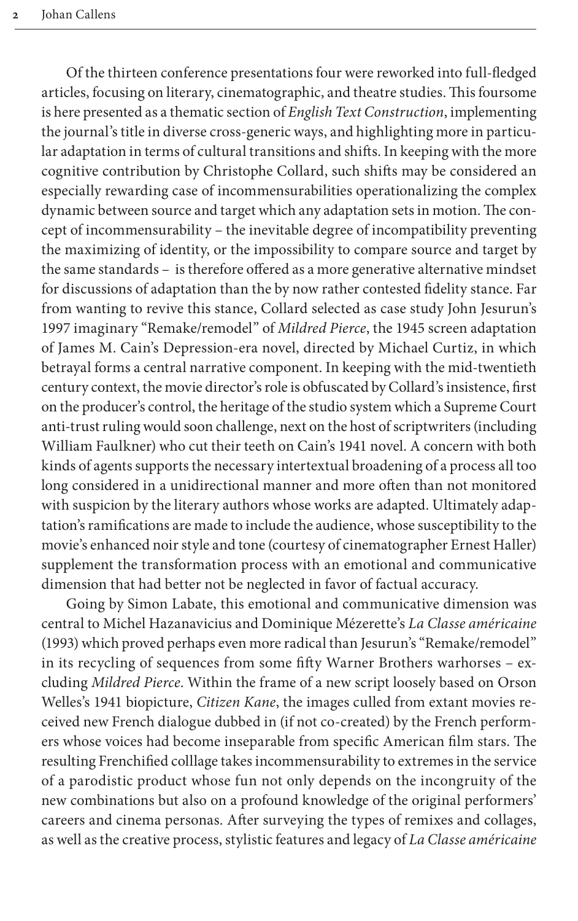Of the thirteen conference presentations four were reworked into full-fledged articles, focusing on literary, cinematographic, and theatre studies. This foursome is here presented as a thematic section of *English Text Construction*, implementing the journal's title in diverse cross-generic ways, and highlighting more in particular adaptation in terms of cultural transitions and shifts. In keeping with the more cognitive contribution by Christophe Collard, such shifts may be considered an especially rewarding case of incommensurabilities operationalizing the complex dynamic between source and target which any adaptation sets in motion. The concept of incommensurability – the inevitable degree of incompatibility preventing the maximizing of identity, or the impossibility to compare source and target by the same standards – is therefore offered as a more generative alternative mindset for discussions of adaptation than the by now rather contested fidelity stance. Far from wanting to revive this stance, Collard selected as case study John Jesurun's 1997 imaginary "Remake/remodel" of *Mildred Pierce*, the 1945 screen adaptation of James M. Cain's Depression-era novel, directed by Michael Curtiz, in which betrayal forms a central narrative component. In keeping with the mid-twentieth century context, the movie director's role is obfuscated by Collard's insistence, first on the producer's control, the heritage of the studio system which a Supreme Court anti-trust ruling would soon challenge, next on the host of scriptwriters (including William Faulkner) who cut their teeth on Cain's 1941 novel. A concern with both kinds of agents supports the necessary intertextual broadening of a process all too long considered in a unidirectional manner and more often than not monitored with suspicion by the literary authors whose works are adapted. Ultimately adaptation's ramifications are made to include the audience, whose susceptibility to the movie's enhanced noir style and tone (courtesy of cinematographer Ernest Haller) supplement the transformation process with an emotional and communicative dimension that had better not be neglected in favor of factual accuracy.

Going by Simon Labate, this emotional and communicative dimension was central to Michel Hazanavicius and Dominique Mézerette's *La Classe américaine* (1993) which proved perhaps even more radical than Jesurun's "Remake/remodel" in its recycling of sequences from some fifty Warner Brothers warhorses – excluding *Mildred Pierce*. Within the frame of a new script loosely based on Orson Welles's 1941 biopicture, *Citizen Kane*, the images culled from extant movies received new French dialogue dubbed in (if not co-created) by the French performers whose voices had become inseparable from specific American film stars. The resulting Frenchified colllage takes incommensurability to extremes in the service of a parodistic product whose fun not only depends on the incongruity of the new combinations but also on a profound knowledge of the original performers' careers and cinema personas. After surveying the types of remixes and collages, as well as the creative process, stylistic features and legacy of *La Classe américaine*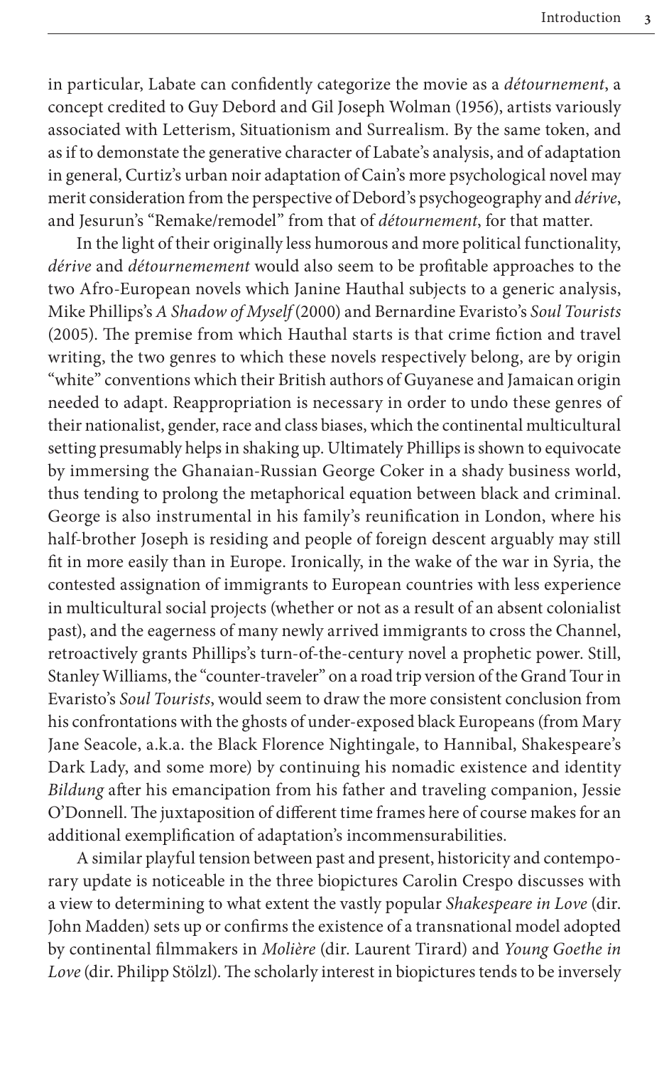in particular, Labate can confidently categorize the movie as a *détournement*, a concept credited to Guy Debord and Gil Joseph Wolman (1956), artists variously associated with Letterism, Situationism and Surrealism. By the same token, and as if to demonstate the generative character of Labate's analysis, and of adaptation in general, Curtiz's urban noir adaptation of Cain's more psychological novel may merit consideration from the perspective of Debord's psychogeography and *dérive*, and Jesurun's "Remake/remodel" from that of *détournement*, for that matter.

In the light of their originally less humorous and more political functionality, *dérive* and *détournemement* would also seem to be profitable approaches to the two Afro-European novels which Janine Hauthal subjects to a generic analysis, Mike Phillips's *A Shadow of Myself* (2000) and Bernardine Evaristo's *Soul Tourists* (2005). The premise from which Hauthal starts is that crime fiction and travel writing, the two genres to which these novels respectively belong, are by origin "white" conventions which their British authors of Guyanese and Jamaican origin needed to adapt. Reappropriation is necessary in order to undo these genres of their nationalist, gender, race and class biases, which the continental multicultural setting presumably helps in shaking up. Ultimately Phillips is shown to equivocate by immersing the Ghanaian-Russian George Coker in a shady business world, thus tending to prolong the metaphorical equation between black and criminal. George is also instrumental in his family's reunification in London, where his half-brother Joseph is residing and people of foreign descent arguably may still fit in more easily than in Europe. Ironically, in the wake of the war in Syria, the contested assignation of immigrants to European countries with less experience in multicultural social projects (whether or not as a result of an absent colonialist past), and the eagerness of many newly arrived immigrants to cross the Channel, retroactively grants Phillips's turn-of-the-century novel a prophetic power. Still, Stanley Williams, the "counter-traveler" on a road trip version of the Grand Tour in Evaristo's *Soul Tourists*, would seem to draw the more consistent conclusion from his confrontations with the ghosts of under-exposed black Europeans (from Mary Jane Seacole, a.k.a. the Black Florence Nightingale, to Hannibal, Shakespeare's Dark Lady, and some more) by continuing his nomadic existence and identity *Bildung* after his emancipation from his father and traveling companion, Jessie O'Donnell. The juxtaposition of different time frames here of course makes for an additional exemplification of adaptation's incommensurabilities.

A similar playful tension between past and present, historicity and contemporary update is noticeable in the three biopictures Carolin Crespo discusses with a view to determining to what extent the vastly popular *Shakespeare in Love* (dir. John Madden) sets up or confirms the existence of a transnational model adopted by continental filmmakers in *Molière* (dir. Laurent Tirard) and *Young Goethe in Love* (dir. Philipp Stölzl). The scholarly interest in biopictures tends to be inversely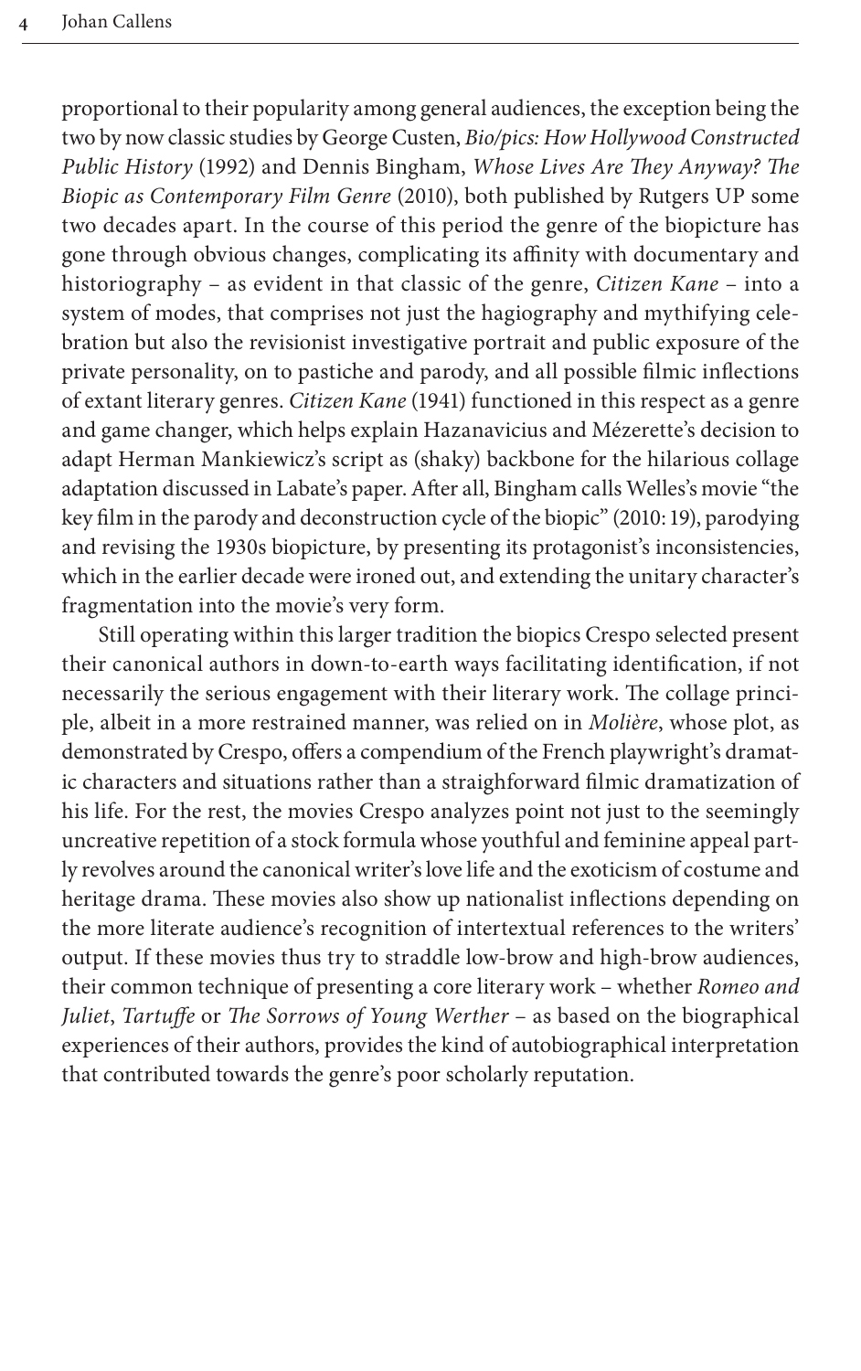proportional to their popularity among general audiences, the exception being the two by now classic studies by George Custen, *Bio/pics: How Hollywood Constructed Public History* (1992) and Dennis Bingham, *Whose Lives Are They Anyway? The Biopic as Contemporary Film Genre* (2010), both published by Rutgers UP some two decades apart. In the course of this period the genre of the biopicture has gone through obvious changes, complicating its affinity with documentary and historiography – as evident in that classic of the genre, *Citizen Kane* – into a system of modes, that comprises not just the hagiography and mythifying celebration but also the revisionist investigative portrait and public exposure of the private personality, on to pastiche and parody, and all possible filmic inflections of extant literary genres. *Citizen Kane* (1941) functioned in this respect as a genre and game changer, which helps explain Hazanavicius and Mézerette's decision to adapt Herman Mankiewicz's script as (shaky) backbone for the hilarious collage adaptation discussed in Labate's paper. After all, Bingham calls Welles's movie "the key film in the parody and deconstruction cycle of the biopic" (2010: 19), parodying and revising the 1930s biopicture, by presenting its protagonist's inconsistencies, which in the earlier decade were ironed out, and extending the unitary character's fragmentation into the movie's very form.

Still operating within this larger tradition the biopics Crespo selected present their canonical authors in down-to-earth ways facilitating identification, if not necessarily the serious engagement with their literary work. The collage principle, albeit in a more restrained manner, was relied on in *Molière*, whose plot, as demonstrated by Crespo, offers a compendium of the French playwright's dramatic characters and situations rather than a straighforward filmic dramatization of his life. For the rest, the movies Crespo analyzes point not just to the seemingly uncreative repetition of a stock formula whose youthful and feminine appeal partly revolves around the canonical writer's love life and the exoticism of costume and heritage drama. These movies also show up nationalist inflections depending on the more literate audience's recognition of intertextual references to the writers' output. If these movies thus try to straddle low-brow and high-brow audiences, their common technique of presenting a core literary work – whether *Romeo and Juliet*, *Tartuffe* or *The Sorrows of Young Werther* – as based on the biographical experiences of their authors, provides the kind of autobiographical interpretation that contributed towards the genre's poor scholarly reputation.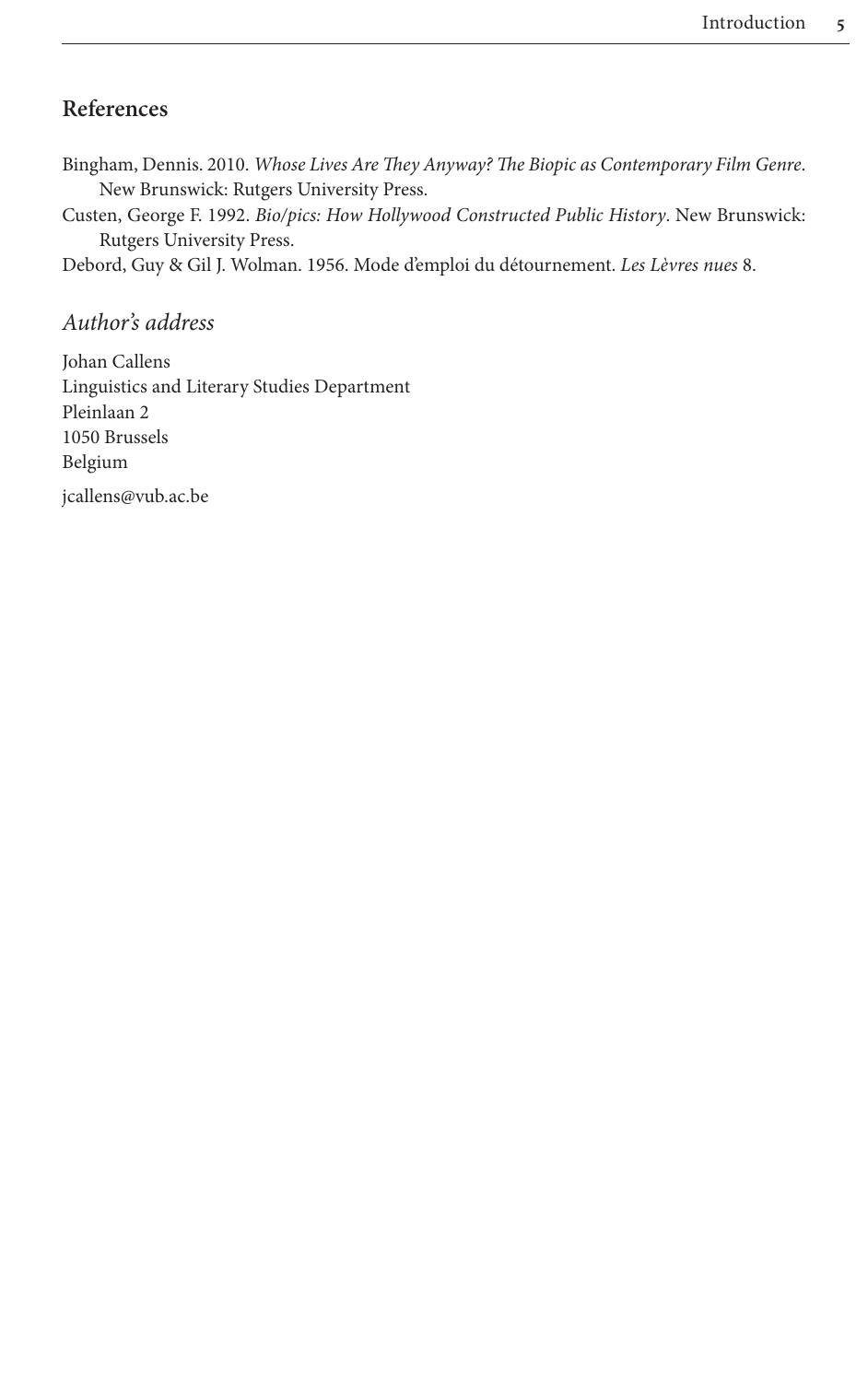## References

Bingham, Dennis. 2010. *Whose Lives Are They Anyway? The Biopic as Contemporary Film Genre*. New Brunswick: Rutgers University Press.

Custen, George F. 1992. *Bio/pics: How Hollywood Constructed Public History*. New Brunswick: Rutgers University Press.

Debord, Guy & Gil J. Wolman. 1956. Mode d'emploi du détournement. *Les Lèvres nues* 8.

## *Author's address*

Johan Callens
Linguistics and Literary Studies Department
Pleinlaan 2
1050 Brussels
Belgium

jcallens@vub.ac.be